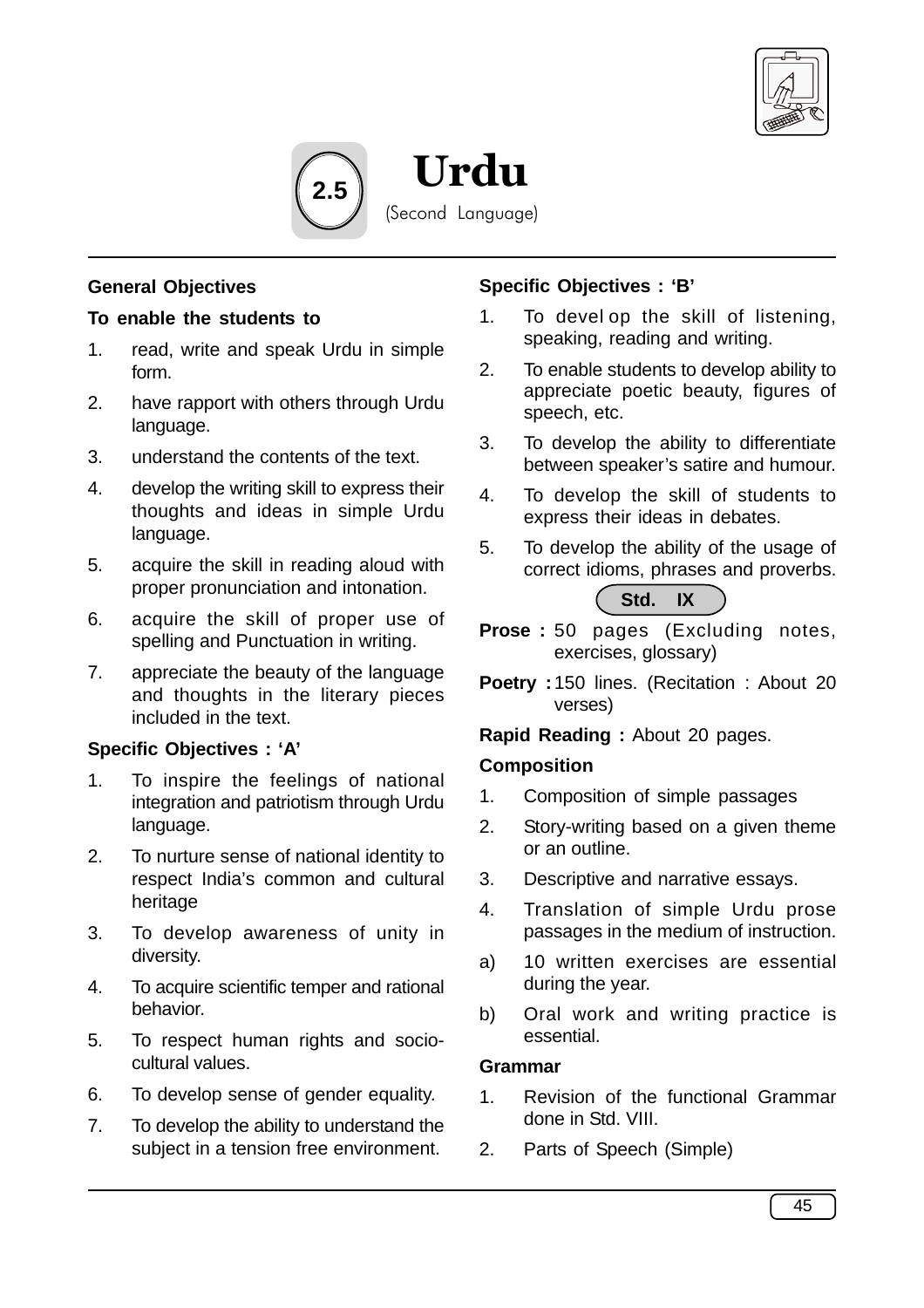# 2.5 Urdu

(Second Language)

**General Objectives**

**To enable the students to**

1. read, write and speak Urdu in simple form.
2. have rapport with others through Urdu language.
3. understand the contents of the text.
4. develop the writing skill to express their thoughts and ideas in simple Urdu language.
5. acquire the skill in reading aloud with proper pronunciation and intonation.
6. acquire the skill of proper use of spelling and Punctuation in writing.
7. appreciate the beauty of the language and thoughts in the literary pieces included in the text.

**Specific Objectives : 'A'**

1. To inspire the feelings of national integration and patriotism through Urdu language.
2. To nurture sense of national identity to respect India's common and cultural heritage
3. To develop awareness of unity in diversity.
4. To acquire scientific temper and rational behavior.
5. To respect human rights and socio-cultural values.
6. To develop sense of gender equality.
7. To develop the ability to understand the subject in a tension free environment.

**Specific Objectives : 'B'**

1. To devel op the skill of listening, speaking, reading and writing.
2. To enable students to develop ability to appreciate poetic beauty, figures of speech, etc.
3. To develop the ability to differentiate between speaker's satire and humour.
4. To develop the skill of students to express their ideas in debates.
5. To develop the ability of the usage of correct idioms, phrases and proverbs.

## Std. IX

**Prose :** 50 pages (Excluding notes, exercises, glossary)

**Poetry :** 150 lines. (Recitation : About 20 verses)

**Rapid Reading :** About 20 pages.

**Composition**

1. Composition of simple passages
2. Story-writing based on a given theme or an outline.
3. Descriptive and narrative essays.
4. Translation of simple Urdu prose passages in the medium of instruction.

a) 10 written exercises are essential during the year.

b) Oral work and writing practice is essential.

**Grammar**

1. Revision of the functional Grammar done in Std. VIII.
2. Parts of Speech (Simple)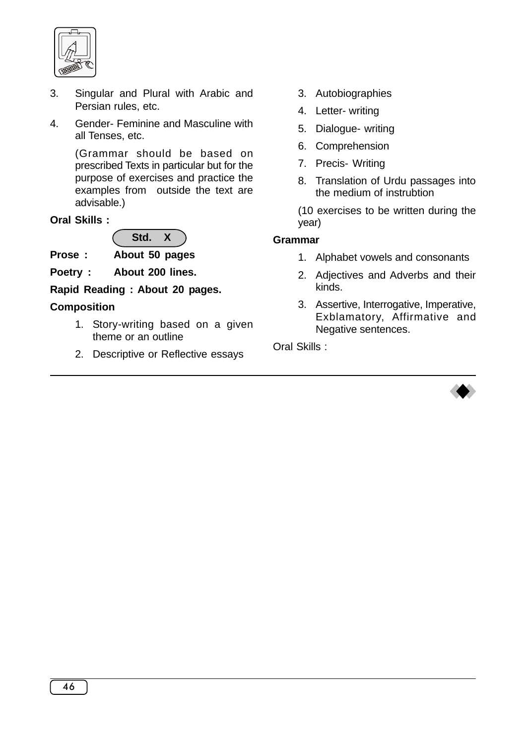3. Singular and Plural with Arabic and Persian rules, etc.
4. Gender- Feminine and Masculine with all Tenses, etc.

   (Grammar should be based on prescribed Texts in particular but for the purpose of exercises and practice the examples from outside the text are advisable.)

**Oral Skills :**

**Std. X**

**Prose :** **About 50 pages**

**Poetry :** **About 200 lines.**

**Rapid Reading : About 20 pages.**

**Composition**

1. Story-writing based on a given theme or an outline
2. Descriptive or Reflective essays
3. Autobiographies
4. Letter- writing
5. Dialogue- writing
6. Comprehension
7. Precis- Writing
8. Translation of Urdu passages into the medium of instrubtion

(10 exercises to be written during the year)

**Grammar**

1. Alphabet vowels and consonants
2. Adjectives and Adverbs and their kinds.
3. Assertive, Interrogative, Imperative, Exblamatory, Affirmative and Negative sentences.

Oral Skills :